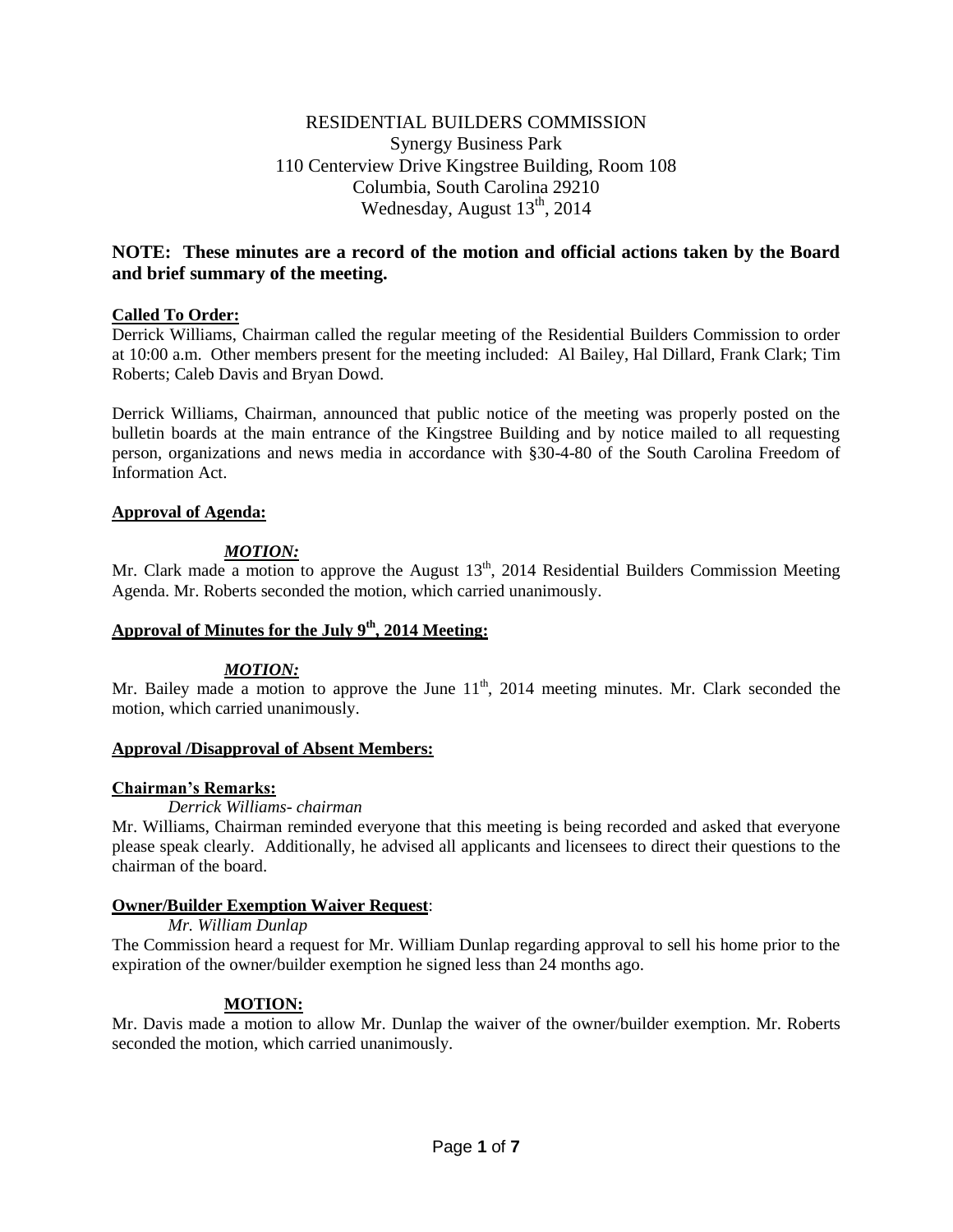RESIDENTIAL BUILDERS COMMISSION
Synergy Business Park
110 Centerview Drive Kingstree Building, Room 108
Columbia, South Carolina 29210
Wednesday, August 13th, 2014

**NOTE: These minutes are a record of the motion and official actions taken by the Board and brief summary of the meeting.**

**Called To Order:**

Derrick Williams, Chairman called the regular meeting of the Residential Builders Commission to order at 10:00 a.m. Other members present for the meeting included: Al Bailey, Hal Dillard, Frank Clark; Tim Roberts; Caleb Davis and Bryan Dowd.

Derrick Williams, Chairman, announced that public notice of the meeting was properly posted on the bulletin boards at the main entrance of the Kingstree Building and by notice mailed to all requesting person, organizations and news media in accordance with §30-4-80 of the South Carolina Freedom of Information Act.

**Approval of Agenda:**

***MOTION:***

Mr. Clark made a motion to approve the August 13th, 2014 Residential Builders Commission Meeting Agenda. Mr. Roberts seconded the motion, which carried unanimously.

**Approval of Minutes for the July 9th, 2014 Meeting:**

***MOTION:***

Mr. Bailey made a motion to approve the June 11th, 2014 meeting minutes. Mr. Clark seconded the motion, which carried unanimously.

**Approval /Disapproval of Absent Members:**

**Chairman's Remarks:**

*Derrick Williams- chairman*

Mr. Williams, Chairman reminded everyone that this meeting is being recorded and asked that everyone please speak clearly. Additionally, he advised all applicants and licensees to direct their questions to the chairman of the board.

**Owner/Builder Exemption Waiver Request**:

*Mr. William Dunlap*

The Commission heard a request for Mr. William Dunlap regarding approval to sell his home prior to the expiration of the owner/builder exemption he signed less than 24 months ago.

**MOTION:**

Mr. Davis made a motion to allow Mr. Dunlap the waiver of the owner/builder exemption. Mr. Roberts seconded the motion, which carried unanimously.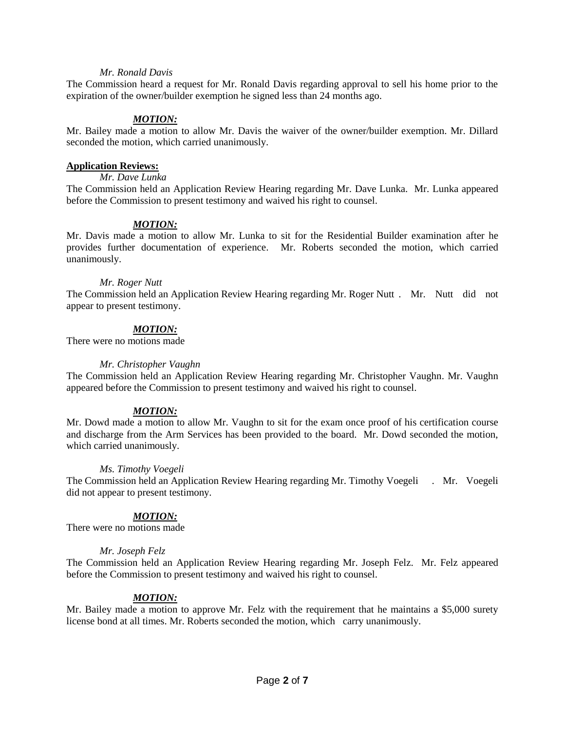*Mr. Ronald Davis*

The Commission heard a request for Mr. Ronald Davis regarding approval to sell his home prior to the expiration of the owner/builder exemption he signed less than 24 months ago.

***MOTION:***

Mr. Bailey made a motion to allow Mr. Davis the waiver of the owner/builder exemption. Mr. Dillard seconded the motion, which carried unanimously.

**Application Reviews:**

*Mr. Dave Lunka*

The Commission held an Application Review Hearing regarding Mr. Dave Lunka. Mr. Lunka appeared before the Commission to present testimony and waived his right to counsel.

***MOTION:***

Mr. Davis made a motion to allow Mr. Lunka to sit for the Residential Builder examination after he provides further documentation of experience. Mr. Roberts seconded the motion, which carried unanimously.

*Mr. Roger Nutt*

The Commission held an Application Review Hearing regarding Mr. Roger Nutt . Mr. Nutt did not appear to present testimony.

***MOTION:***

There were no motions made

*Mr. Christopher Vaughn*

The Commission held an Application Review Hearing regarding Mr. Christopher Vaughn. Mr. Vaughn appeared before the Commission to present testimony and waived his right to counsel.

***MOTION:***

Mr. Dowd made a motion to allow Mr. Vaughn to sit for the exam once proof of his certification course and discharge from the Arm Services has been provided to the board. Mr. Dowd seconded the motion, which carried unanimously.

*Ms. Timothy Voegeli*

The Commission held an Application Review Hearing regarding Mr. Timothy Voegeli . Mr. Voegeli did not appear to present testimony.

***MOTION:***

There were no motions made

*Mr. Joseph Felz*

The Commission held an Application Review Hearing regarding Mr. Joseph Felz. Mr. Felz appeared before the Commission to present testimony and waived his right to counsel.

***MOTION:***

Mr. Bailey made a motion to approve Mr. Felz with the requirement that he maintains a $5,000 surety license bond at all times. Mr. Roberts seconded the motion, which carry unanimously.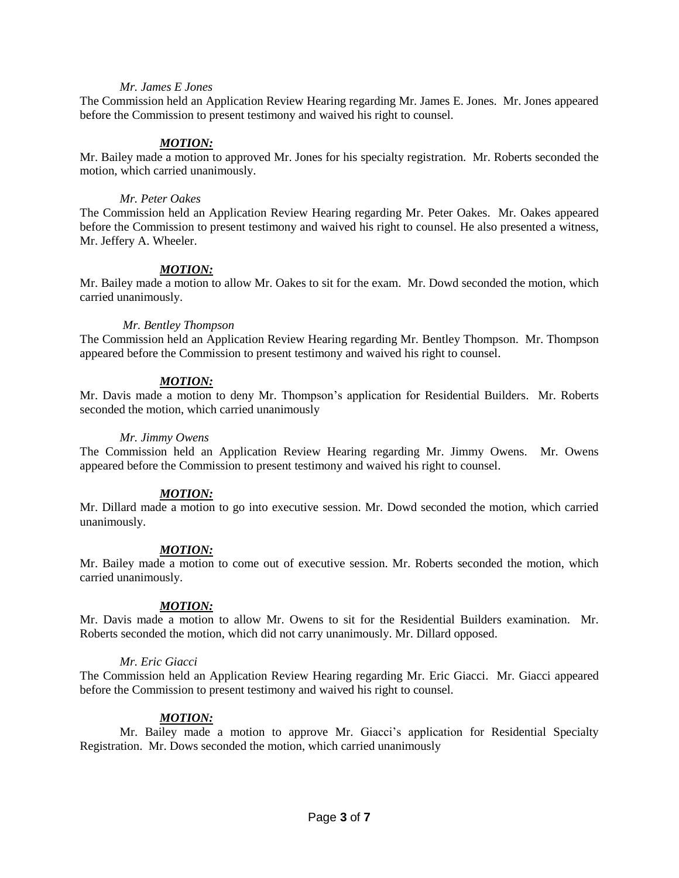*Mr. James E Jones*

The Commission held an Application Review Hearing regarding Mr. James E. Jones. Mr. Jones appeared before the Commission to present testimony and waived his right to counsel.

***MOTION:***

Mr. Bailey made a motion to approved Mr. Jones for his specialty registration. Mr. Roberts seconded the motion, which carried unanimously.

*Mr. Peter Oakes*

The Commission held an Application Review Hearing regarding Mr. Peter Oakes. Mr. Oakes appeared before the Commission to present testimony and waived his right to counsel. He also presented a witness, Mr. Jeffery A. Wheeler.

***MOTION:***

Mr. Bailey made a motion to allow Mr. Oakes to sit for the exam. Mr. Dowd seconded the motion, which carried unanimously.

*Mr. Bentley Thompson*

The Commission held an Application Review Hearing regarding Mr. Bentley Thompson. Mr. Thompson appeared before the Commission to present testimony and waived his right to counsel.

***MOTION:***

Mr. Davis made a motion to deny Mr. Thompson's application for Residential Builders. Mr. Roberts seconded the motion, which carried unanimously

*Mr. Jimmy Owens*

The Commission held an Application Review Hearing regarding Mr. Jimmy Owens. Mr. Owens appeared before the Commission to present testimony and waived his right to counsel.

***MOTION:***

Mr. Dillard made a motion to go into executive session. Mr. Dowd seconded the motion, which carried unanimously.

***MOTION:***

Mr. Bailey made a motion to come out of executive session. Mr. Roberts seconded the motion, which carried unanimously.

***MOTION:***

Mr. Davis made a motion to allow Mr. Owens to sit for the Residential Builders examination. Mr. Roberts seconded the motion, which did not carry unanimously. Mr. Dillard opposed.

*Mr. Eric Giacci*

The Commission held an Application Review Hearing regarding Mr. Eric Giacci. Mr. Giacci appeared before the Commission to present testimony and waived his right to counsel.

***MOTION:***

Mr. Bailey made a motion to approve Mr. Giacci's application for Residential Specialty Registration. Mr. Dows seconded the motion, which carried unanimously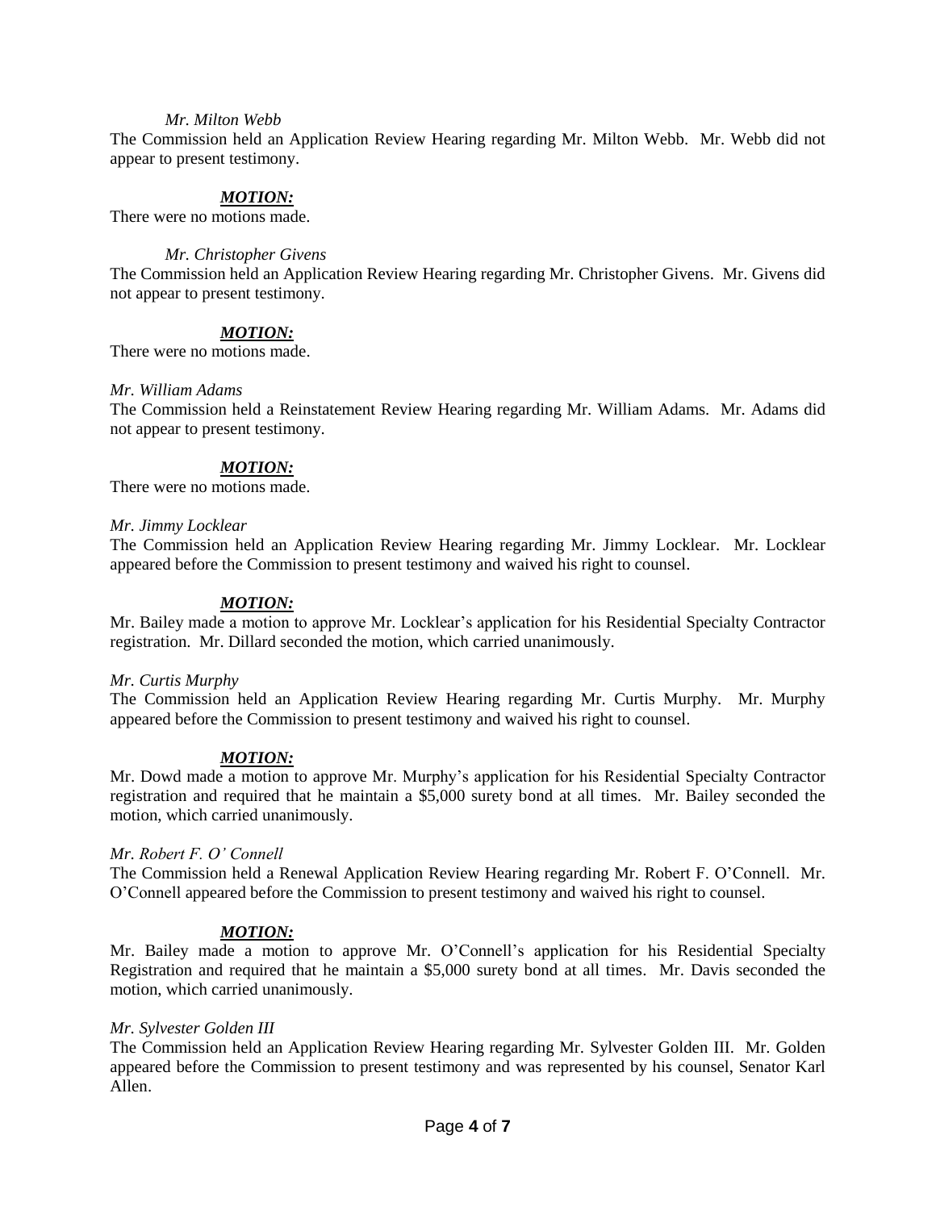*Mr. Milton Webb*

The Commission held an Application Review Hearing regarding Mr. Milton Webb. Mr. Webb did not appear to present testimony.

***MOTION:***

There were no motions made.

*Mr. Christopher Givens*

The Commission held an Application Review Hearing regarding Mr. Christopher Givens. Mr. Givens did not appear to present testimony.

***MOTION:***

There were no motions made.

*Mr. William Adams*

The Commission held a Reinstatement Review Hearing regarding Mr. William Adams. Mr. Adams did not appear to present testimony.

***MOTION:***

There were no motions made.

*Mr. Jimmy Locklear*

The Commission held an Application Review Hearing regarding Mr. Jimmy Locklear. Mr. Locklear appeared before the Commission to present testimony and waived his right to counsel.

***MOTION:***

Mr. Bailey made a motion to approve Mr. Locklear's application for his Residential Specialty Contractor registration. Mr. Dillard seconded the motion, which carried unanimously.

*Mr. Curtis Murphy*

The Commission held an Application Review Hearing regarding Mr. Curtis Murphy. Mr. Murphy appeared before the Commission to present testimony and waived his right to counsel.

***MOTION:***

Mr. Dowd made a motion to approve Mr. Murphy's application for his Residential Specialty Contractor registration and required that he maintain a $5,000 surety bond at all times. Mr. Bailey seconded the motion, which carried unanimously.

*Mr. Robert F. O' Connell*

The Commission held a Renewal Application Review Hearing regarding Mr. Robert F. O'Connell. Mr. O'Connell appeared before the Commission to present testimony and waived his right to counsel.

***MOTION:***

Mr. Bailey made a motion to approve Mr. O'Connell's application for his Residential Specialty Registration and required that he maintain a $5,000 surety bond at all times. Mr. Davis seconded the motion, which carried unanimously.

*Mr. Sylvester Golden III*

The Commission held an Application Review Hearing regarding Mr. Sylvester Golden III. Mr. Golden appeared before the Commission to present testimony and was represented by his counsel, Senator Karl Allen.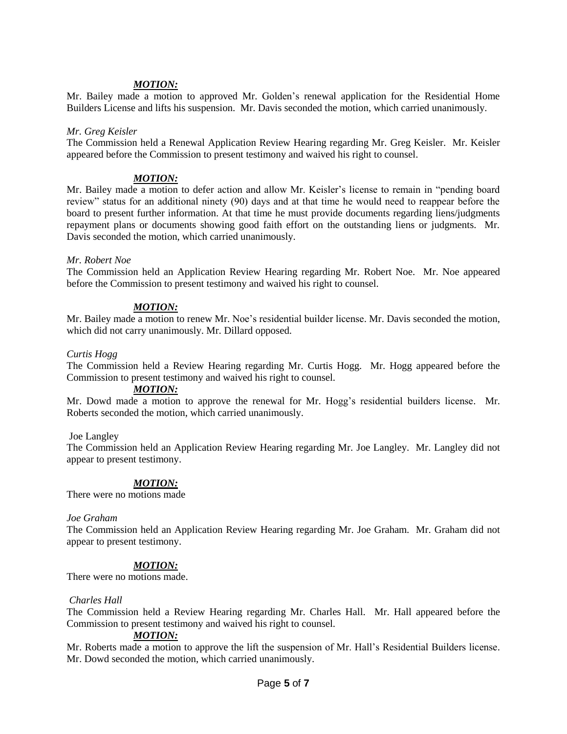***MOTION:***

Mr. Bailey made a motion to approved Mr. Golden's renewal application for the Residential Home Builders License and lifts his suspension. Mr. Davis seconded the motion, which carried unanimously.

*Mr. Greg Keisler*

The Commission held a Renewal Application Review Hearing regarding Mr. Greg Keisler. Mr. Keisler appeared before the Commission to present testimony and waived his right to counsel.

***MOTION:***

Mr. Bailey made a motion to defer action and allow Mr. Keisler's license to remain in "pending board review" status for an additional ninety (90) days and at that time he would need to reappear before the board to present further information. At that time he must provide documents regarding liens/judgments repayment plans or documents showing good faith effort on the outstanding liens or judgments. Mr. Davis seconded the motion, which carried unanimously.

*Mr. Robert Noe*

The Commission held an Application Review Hearing regarding Mr. Robert Noe. Mr. Noe appeared before the Commission to present testimony and waived his right to counsel.

***MOTION:***

Mr. Bailey made a motion to renew Mr. Noe's residential builder license. Mr. Davis seconded the motion, which did not carry unanimously. Mr. Dillard opposed.

*Curtis Hogg*

The Commission held a Review Hearing regarding Mr. Curtis Hogg. Mr. Hogg appeared before the Commission to present testimony and waived his right to counsel.

***MOTION:***

Mr. Dowd made a motion to approve the renewal for Mr. Hogg's residential builders license. Mr. Roberts seconded the motion, which carried unanimously.

Joe Langley

The Commission held an Application Review Hearing regarding Mr. Joe Langley. Mr. Langley did not appear to present testimony.

***MOTION:***

There were no motions made

*Joe Graham*

The Commission held an Application Review Hearing regarding Mr. Joe Graham. Mr. Graham did not appear to present testimony.

***MOTION:***

There were no motions made.

*Charles Hall*

The Commission held a Review Hearing regarding Mr. Charles Hall. Mr. Hall appeared before the Commission to present testimony and waived his right to counsel.

***MOTION:***

Mr. Roberts made a motion to approve the lift the suspension of Mr. Hall's Residential Builders license. Mr. Dowd seconded the motion, which carried unanimously.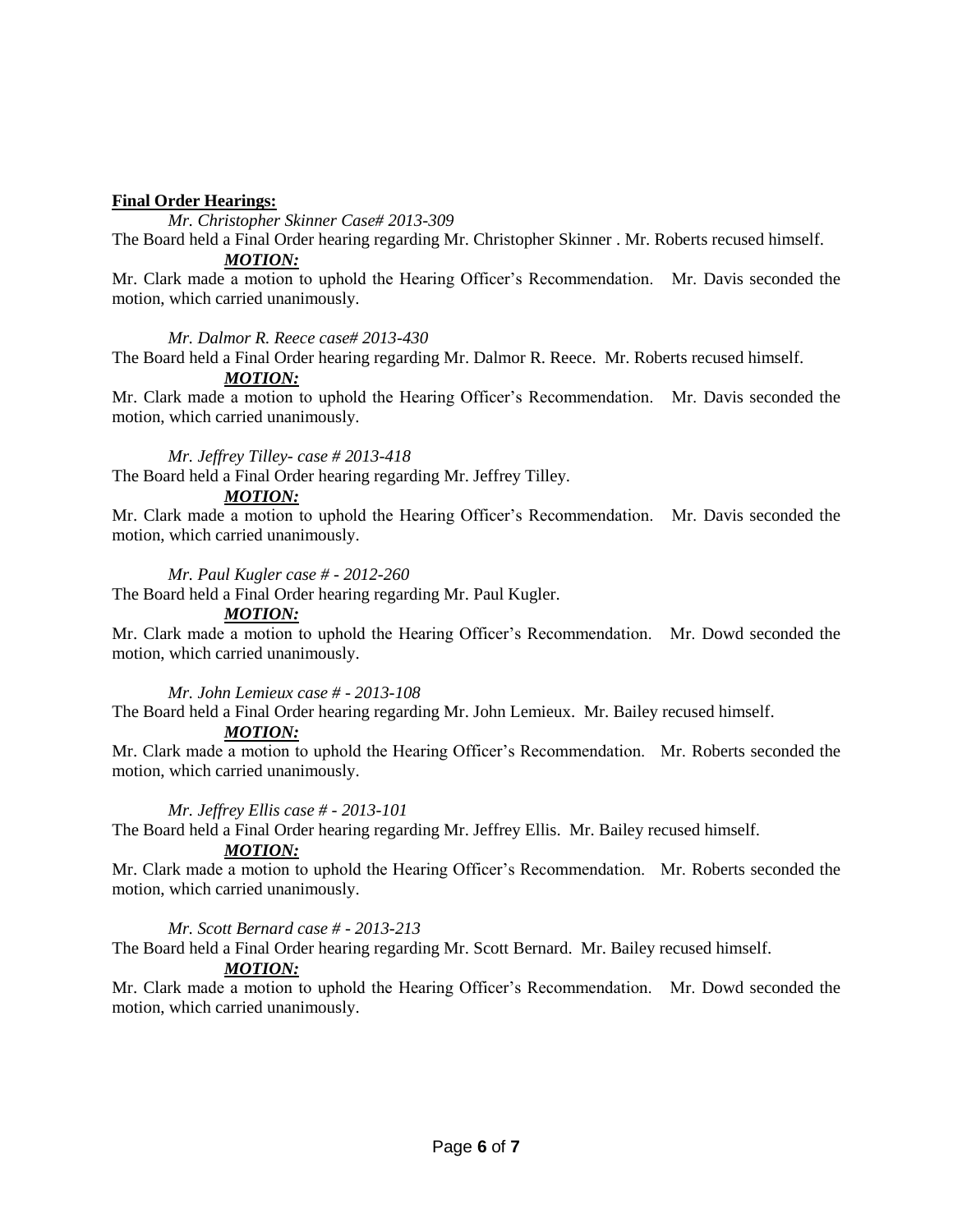**Final Order Hearings:**

*Mr. Christopher Skinner Case# 2013-309*

The Board held a Final Order hearing regarding Mr. Christopher Skinner . Mr. Roberts recused himself.

***MOTION:***

Mr. Clark made a motion to uphold the Hearing Officer's Recommendation. Mr. Davis seconded the motion, which carried unanimously.

*Mr. Dalmor R. Reece case# 2013-430*

The Board held a Final Order hearing regarding Mr. Dalmor R. Reece. Mr. Roberts recused himself.

***MOTION:***

Mr. Clark made a motion to uphold the Hearing Officer's Recommendation. Mr. Davis seconded the motion, which carried unanimously.

*Mr. Jeffrey Tilley- case # 2013-418*

The Board held a Final Order hearing regarding Mr. Jeffrey Tilley.

***MOTION:***

Mr. Clark made a motion to uphold the Hearing Officer's Recommendation. Mr. Davis seconded the motion, which carried unanimously.

*Mr. Paul Kugler case # - 2012-260*

The Board held a Final Order hearing regarding Mr. Paul Kugler.

***MOTION:***

Mr. Clark made a motion to uphold the Hearing Officer's Recommendation. Mr. Dowd seconded the motion, which carried unanimously.

*Mr. John Lemieux case # - 2013-108*

The Board held a Final Order hearing regarding Mr. John Lemieux. Mr. Bailey recused himself.

***MOTION:***

Mr. Clark made a motion to uphold the Hearing Officer's Recommendation. Mr. Roberts seconded the motion, which carried unanimously.

*Mr. Jeffrey Ellis case # - 2013-101*

The Board held a Final Order hearing regarding Mr. Jeffrey Ellis. Mr. Bailey recused himself.

***MOTION:***

Mr. Clark made a motion to uphold the Hearing Officer's Recommendation. Mr. Roberts seconded the motion, which carried unanimously.

*Mr. Scott Bernard case # - 2013-213*

The Board held a Final Order hearing regarding Mr. Scott Bernard. Mr. Bailey recused himself.

***MOTION:***

Mr. Clark made a motion to uphold the Hearing Officer's Recommendation. Mr. Dowd seconded the motion, which carried unanimously.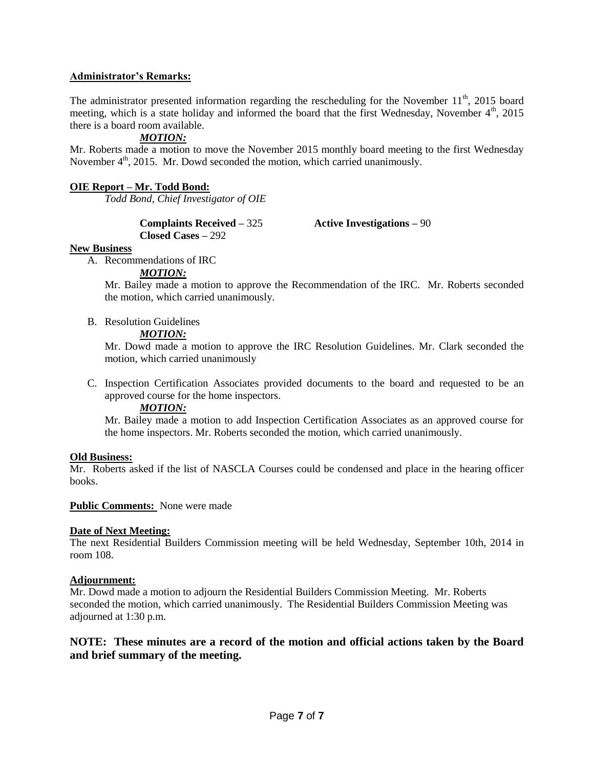**Administrator's Remarks:**

The administrator presented information regarding the rescheduling for the November 11th, 2015 board meeting, which is a state holiday and informed the board that the first Wednesday, November 4th, 2015 there is a board room available.

***MOTION:***

Mr. Roberts made a motion to move the November 2015 monthly board meeting to the first Wednesday November 4th, 2015. Mr. Dowd seconded the motion, which carried unanimously.

**OIE Report – Mr. Todd Bond:**

*Todd Bond, Chief Investigator of OIE*

**Complaints Received –** 325
**Active Investigations –** 90
**Closed Cases –** 292

**New Business**

A. Recommendations of IRC

***MOTION:***

Mr. Bailey made a motion to approve the Recommendation of the IRC. Mr. Roberts seconded the motion, which carried unanimously.

B. Resolution Guidelines

***MOTION:***

Mr. Dowd made a motion to approve the IRC Resolution Guidelines. Mr. Clark seconded the motion, which carried unanimously

C. Inspection Certification Associates provided documents to the board and requested to be an approved course for the home inspectors.

***MOTION:***

Mr. Bailey made a motion to add Inspection Certification Associates as an approved course for the home inspectors. Mr. Roberts seconded the motion, which carried unanimously.

**Old Business:**

Mr. Roberts asked if the list of NASCLA Courses could be condensed and place in the hearing officer books.

**Public Comments:** None were made

**Date of Next Meeting:**

The next Residential Builders Commission meeting will be held Wednesday, September 10th, 2014 in room 108.

**Adjournment:**

Mr. Dowd made a motion to adjourn the Residential Builders Commission Meeting. Mr. Roberts seconded the motion, which carried unanimously. The Residential Builders Commission Meeting was adjourned at 1:30 p.m.

**NOTE: These minutes are a record of the motion and official actions taken by the Board and brief summary of the meeting.**